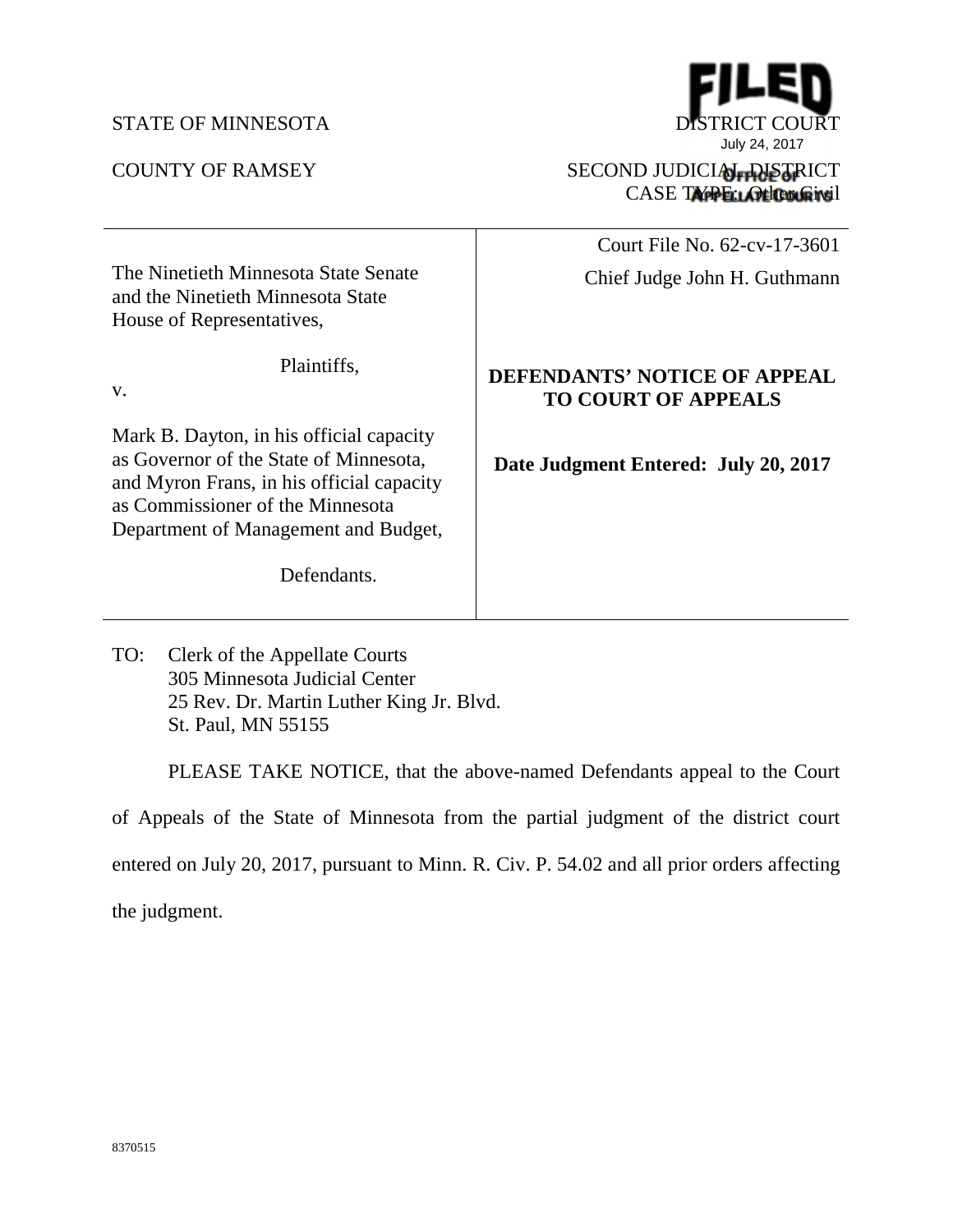STATE OF MINNESOTA DISTRICT COURT

COUNTY OF RAMSEY SECOND JUDICIAL DISTRICT

CASE TYPE: Other Civil

FILED
July 24, 2017
OFFICE OF
APPELLATE COURTS

| The Ninetieth Minnesota State Senate and the Ninetieth Minnesota State House of Representatives,<br><br>Plaintiffs,<br><br>v.<br><br>Mark B. Dayton, in his official capacity as Governor of the State of Minnesota, and Myron Frans, in his official capacity as Commissioner of the Minnesota Department of Management and Budget,<br><br>Defendants. | Court File No. 62-cv-17-3601<br><br>Chief Judge John H. Guthmann<br><br>**DEFENDANTS' NOTICE OF APPEAL TO COURT OF APPEALS**<br><br>**Date Judgment Entered: July 20, 2017** |
|---|---|

TO: Clerk of the Appellate Courts
305 Minnesota Judicial Center
25 Rev. Dr. Martin Luther King Jr. Blvd.
St. Paul, MN 55155

PLEASE TAKE NOTICE, that the above-named Defendants appeal to the Court of Appeals of the State of Minnesota from the partial judgment of the district court entered on July 20, 2017, pursuant to Minn. R. Civ. P. 54.02 and all prior orders affecting the judgment.

8370515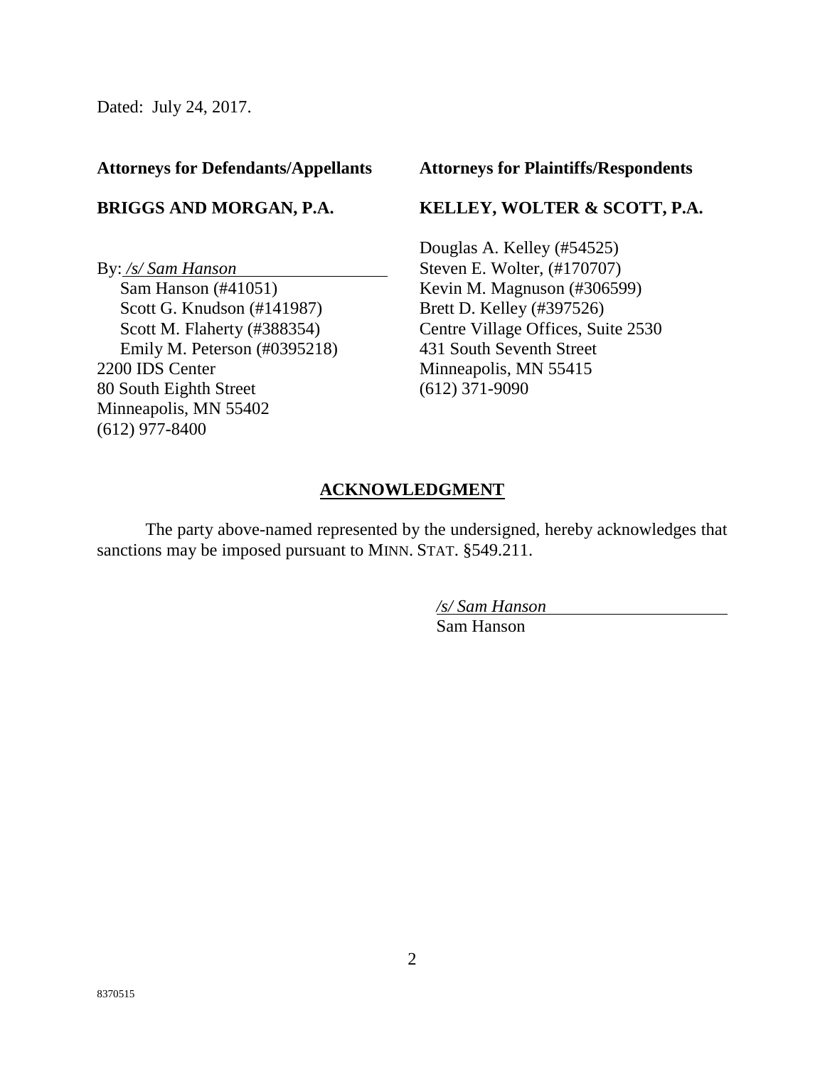Dated: July 24, 2017.

**Attorneys for Defendants/Appellants**

**BRIGGS AND MORGAN, P.A.**

By: */s/ Sam Hanson*
Sam Hanson (#41051)
Scott G. Knudson (#141987)
Scott M. Flaherty (#388354)
Emily M. Peterson (#0395218)
2200 IDS Center
80 South Eighth Street
Minneapolis, MN 55402
(612) 977-8400

**Attorneys for Plaintiffs/Respondents**

**KELLEY, WOLTER & SCOTT, P.A.**

Douglas A. Kelley (#54525)
Steven E. Wolter, (#170707)
Kevin M. Magnuson (#306599)
Brett D. Kelley (#397526)
Centre Village Offices, Suite 2530
431 South Seventh Street
Minneapolis, MN 55415
(612) 371-9090

## ACKNOWLEDGMENT

The party above-named represented by the undersigned, hereby acknowledges that sanctions may be imposed pursuant to MINN. STAT. §549.211.

*/s/ Sam Hanson*
Sam Hanson

8370515